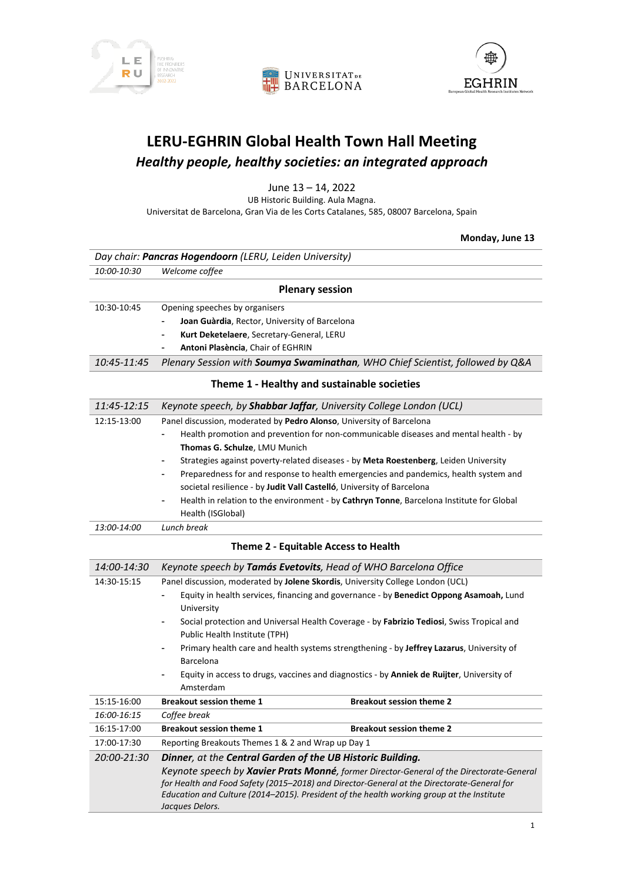# LERU-EGHRIN Global Health Town Hall Meeting

## *Healthy people, healthy societies: an integrated approach*

June 13 – 14, 2022

UB Historic Building. Aula Magna.

Universitat de Barcelona, Gran Via de les Corts Catalanes, 585, 08007 Barcelona, Spain

**Monday, June 13**

*Day chair: **Pancras Hogendoorn** (LERU, Leiden University)*

| | |
|---|---|
| *10:00-10:30* | *Welcome coffee* |

### Plenary session

| | |
|---|---|
| 10:30-10:45 | Opening speeches by organisers<br>- **Joan Guàrdia**, Rector, University of Barcelona<br>- **Kurt Deketelaere**, Secretary-General, LERU<br>- **Antoni Plasència**, Chair of EGHRIN |
| *10:45-11:45* | *Plenary Session with **Soumya Swaminathan**, WHO Chief Scientist, followed by Q&A* |

### Theme 1 - Healthy and sustainable societies

| | |
|---|---|
| *11:45-12:15* | *Keynote speech, by **Shabbar Jaffar**, University College London (UCL)* |
| 12:15-13:00 | Panel discussion, moderated by **Pedro Alonso**, University of Barcelona<br>- Health promotion and prevention for non-communicable diseases and mental health - by **Thomas G. Schulze**, LMU Munich<br>- Strategies against poverty-related diseases - by **Meta Roestenberg**, Leiden University<br>- Preparedness for and response to health emergencies and pandemics, health system and societal resilience - by **Judit Vall Castelló**, University of Barcelona<br>- Health in relation to the environment - by **Cathryn Tonne**, Barcelona Institute for Global Health (ISGlobal) |
| *13:00-14:00* | *Lunch break* |

### Theme 2 - Equitable Access to Health

| | | |
|---|---|---|
| *14:00-14:30* | *Keynote speech by **Tamás Evetovits**, Head of WHO Barcelona Office* | |
| 14:30-15:15 | Panel discussion, moderated by **Jolene Skordis**, University College London (UCL)<br>- Equity in health services, financing and governance - by **Benedict Oppong Asamoah,** Lund University<br>- Social protection and Universal Health Coverage - by **Fabrizio Tediosi**, Swiss Tropical and Public Health Institute (TPH)<br>- Primary health care and health systems strengthening - by **Jeffrey Lazarus**, University of Barcelona<br>- Equity in access to drugs, vaccines and diagnostics - by **Anniek de Ruijter**, University of Amsterdam | |
| 15:15-16:00 | **Breakout session theme 1** | **Breakout session theme 2** |
| *16:00-16:15* | *Coffee break* | |
| 16:15-17:00 | **Breakout session theme 1** | **Breakout session theme 2** |
| 17:00-17:30 | Reporting Breakouts Themes 1 & 2 and Wrap up Day 1 | |
| *20:00-21:30* | ***Dinner**, at the **Central Garden of the UB Historic Building.***<br>*Keynote speech by **Xavier Prats Monné**, former Director-General of the Directorate-General for Health and Food Safety (2015–2018) and Director-General at the Directorate-General for Education and Culture (2014–2015). President of the health working group at the Institute Jacques Delors.* | |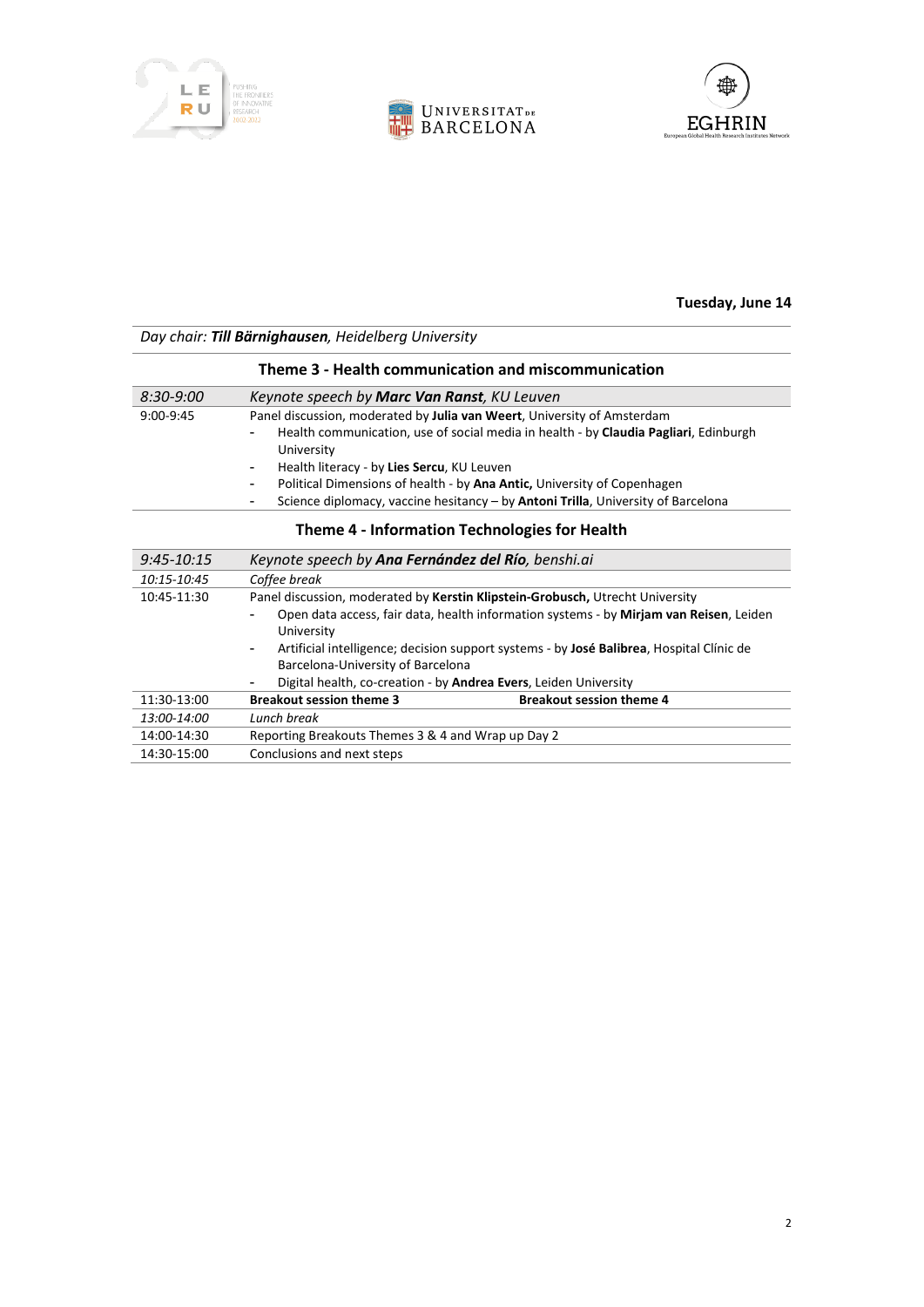**Tuesday, June 14**

*Day chair: **Till Bärnighausen**, Heidelberg University*

## Theme 3 - Health communication and miscommunication

| | |
|---|---|
| *8:30-9:00* | *Keynote speech by **Marc Van Ranst**, KU Leuven* |
| 9:00-9:45 | Panel discussion, moderated by **Julia van Weert**, University of Amsterdam<br>- Health communication, use of social media in health - by **Claudia Pagliari**, Edinburgh University<br>- Health literacy - by **Lies Sercu**, KU Leuven<br>- Political Dimensions of health - by **Ana Antic,** University of Copenhagen<br>- Science diplomacy, vaccine hesitancy – by **Antoni Trilla**, University of Barcelona |

## Theme 4 - Information Technologies for Health

| | | |
|---|---|---|
| *9:45-10:15* | *Keynote speech by **Ana Fernández del Río**, benshi.ai* | |
| *10:15-10:45* | *Coffee break* | |
| 10:45-11:30 | Panel discussion, moderated by **Kerstin Klipstein-Grobusch,** Utrecht University<br>- Open data access, fair data, health information systems - by **Mirjam van Reisen**, Leiden University<br>- Artificial intelligence; decision support systems - by **José Balibrea**, Hospital Clínic de Barcelona-University of Barcelona<br>- Digital health, co-creation - by **Andrea Evers**, Leiden University | |
| 11:30-13:00 | **Breakout session theme 3** | **Breakout session theme 4** |
| *13:00-14:00* | *Lunch break* | |
| 14:00-14:30 | Reporting Breakouts Themes 3 & 4 and Wrap up Day 2 | |
| 14:30-15:00 | Conclusions and next steps | |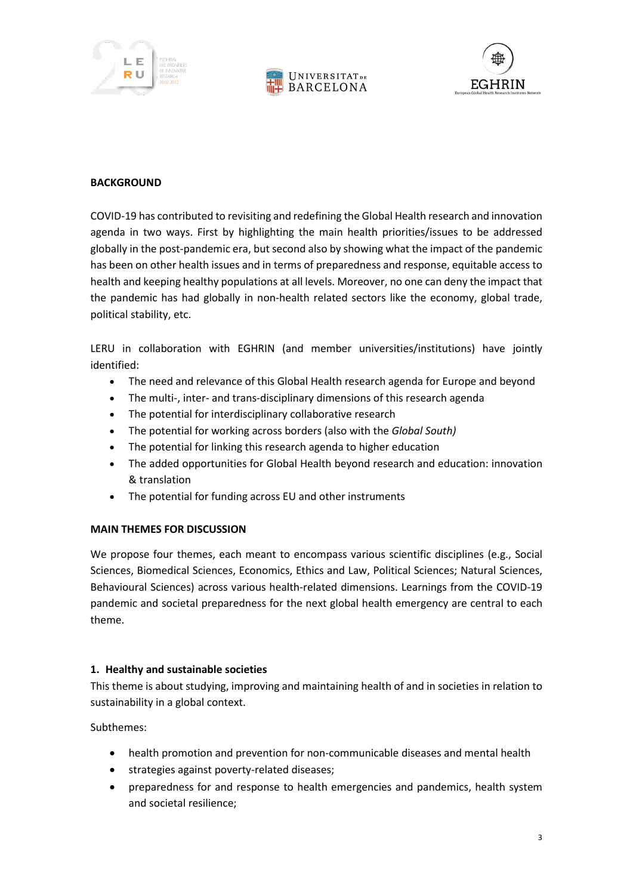**BACKGROUND**

COVID-19 has contributed to revisiting and redefining the Global Health research and innovation agenda in two ways. First by highlighting the main health priorities/issues to be addressed globally in the post-pandemic era, but second also by showing what the impact of the pandemic has been on other health issues and in terms of preparedness and response, equitable access to health and keeping healthy populations at all levels. Moreover, no one can deny the impact that the pandemic has had globally in non-health related sectors like the economy, global trade, political stability, etc.

LERU in collaboration with EGHRIN (and member universities/institutions) have jointly identified:

- The need and relevance of this Global Health research agenda for Europe and beyond
- The multi-, inter- and trans-disciplinary dimensions of this research agenda
- The potential for interdisciplinary collaborative research
- The potential for working across borders (also with the *Global South)*
- The potential for linking this research agenda to higher education
- The added opportunities for Global Health beyond research and education: innovation & translation
- The potential for funding across EU and other instruments

**MAIN THEMES FOR DISCUSSION**

We propose four themes, each meant to encompass various scientific disciplines (e.g., Social Sciences, Biomedical Sciences, Economics, Ethics and Law, Political Sciences; Natural Sciences, Behavioural Sciences) across various health-related dimensions. Learnings from the COVID-19 pandemic and societal preparedness for the next global health emergency are central to each theme.

**1. Healthy and sustainable societies**

This theme is about studying, improving and maintaining health of and in societies in relation to sustainability in a global context.

Subthemes:

- health promotion and prevention for non-communicable diseases and mental health
- strategies against poverty-related diseases;
- preparedness for and response to health emergencies and pandemics, health system and societal resilience;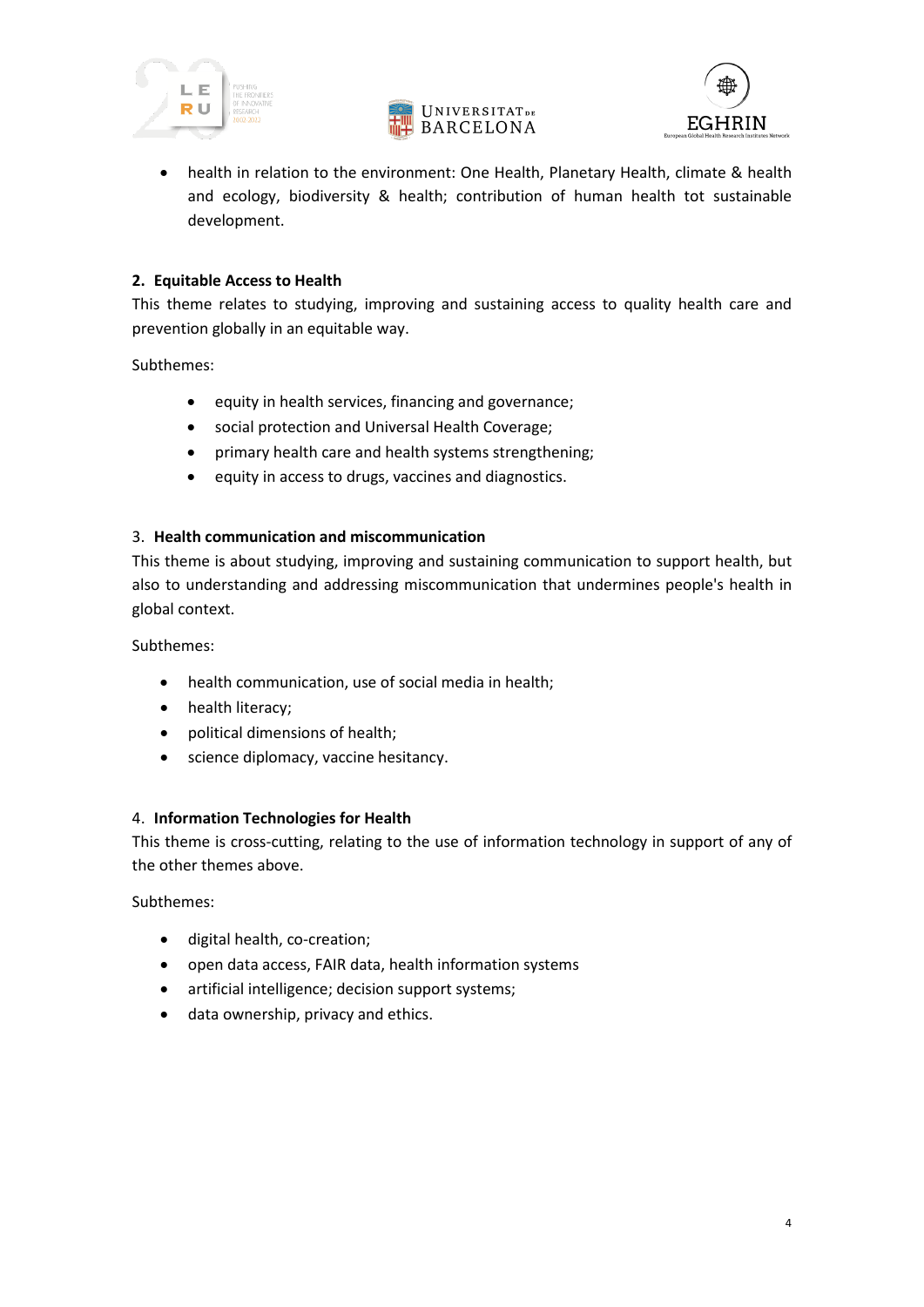- health in relation to the environment: One Health, Planetary Health, climate & health and ecology, biodiversity & health; contribution of human health tot sustainable development.

**2. Equitable Access to Health**

This theme relates to studying, improving and sustaining access to quality health care and prevention globally in an equitable way.

Subthemes:

- equity in health services, financing and governance;
- social protection and Universal Health Coverage;
- primary health care and health systems strengthening;
- equity in access to drugs, vaccines and diagnostics.

3. **Health communication and miscommunication**

This theme is about studying, improving and sustaining communication to support health, but also to understanding and addressing miscommunication that undermines people's health in global context.

Subthemes:

- health communication, use of social media in health;
- health literacy;
- political dimensions of health;
- science diplomacy, vaccine hesitancy.

4. **Information Technologies for Health**

This theme is cross-cutting, relating to the use of information technology in support of any of the other themes above.

Subthemes:

- digital health, co-creation;
- open data access, FAIR data, health information systems
- artificial intelligence; decision support systems;
- data ownership, privacy and ethics.